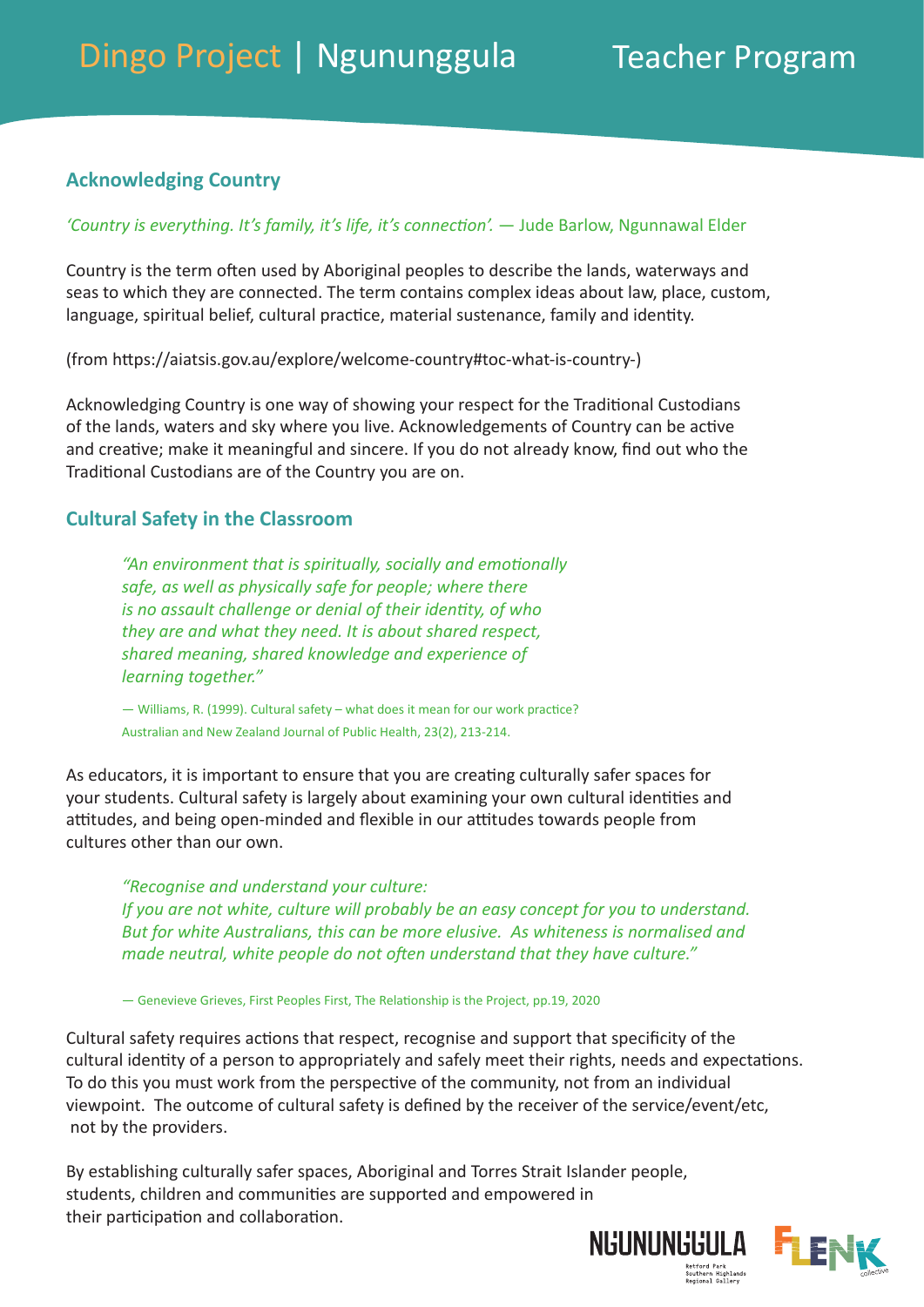# Dingo Project | Ngununggula Teacher Program

## Acknowledging Country

*'Country is everything. It's family, it's life, it's connection'.* — Jude Barlow, Ngunnawal Elder

Country is the term often used by Aboriginal peoples to describe the lands, waterways and seas to which they are connected. The term contains complex ideas about law, place, custom, language, spiritual belief, cultural practice, material sustenance, family and identity.

(from https://aiatsis.gov.au/explore/welcome-country#toc-what-is-country-)

Acknowledging Country is one way of showing your respect for the Traditional Custodians of the lands, waters and sky where you live. Acknowledgements of Country can be active and creative; make it meaningful and sincere. If you do not already know, find out who the Traditional Custodians are of the Country you are on.

## Cultural Safety in the Classroom

> *"An environment that is spiritually, socially and emotionally safe, as well as physically safe for people; where there is no assault challenge or denial of their identity, of who they are and what they need. It is about shared respect, shared meaning, shared knowledge and experience of learning together."*
>
> — Williams, R. (1999). Cultural safety – what does it mean for our work practice? Australian and New Zealand Journal of Public Health, 23(2), 213-214.

As educators, it is important to ensure that you are creating culturally safer spaces for your students. Cultural safety is largely about examining your own cultural identities and attitudes, and being open-minded and flexible in our attitudes towards people from cultures other than our own.

> *"Recognise and understand your culture:*
> *If you are not white, culture will probably be an easy concept for you to understand. But for white Australians, this can be more elusive. As whiteness is normalised and made neutral, white people do not often understand that they have culture."*
>
> — Genevieve Grieves, First Peoples First, The Relationship is the Project, pp.19, 2020

Cultural safety requires actions that respect, recognise and support that specificity of the cultural identity of a person to appropriately and safely meet their rights, needs and expectations. To do this you must work from the perspective of the community, not from an individual viewpoint. The outcome of cultural safety is defined by the receiver of the service/event/etc, not by the providers.

By establishing culturally safer spaces, Aboriginal and Torres Strait Islander people, students, children and communities are supported and empowered in their participation and collaboration.

NGUNUNGGULA Retford Park Southern Highlands Regional Gallery

FLENK collective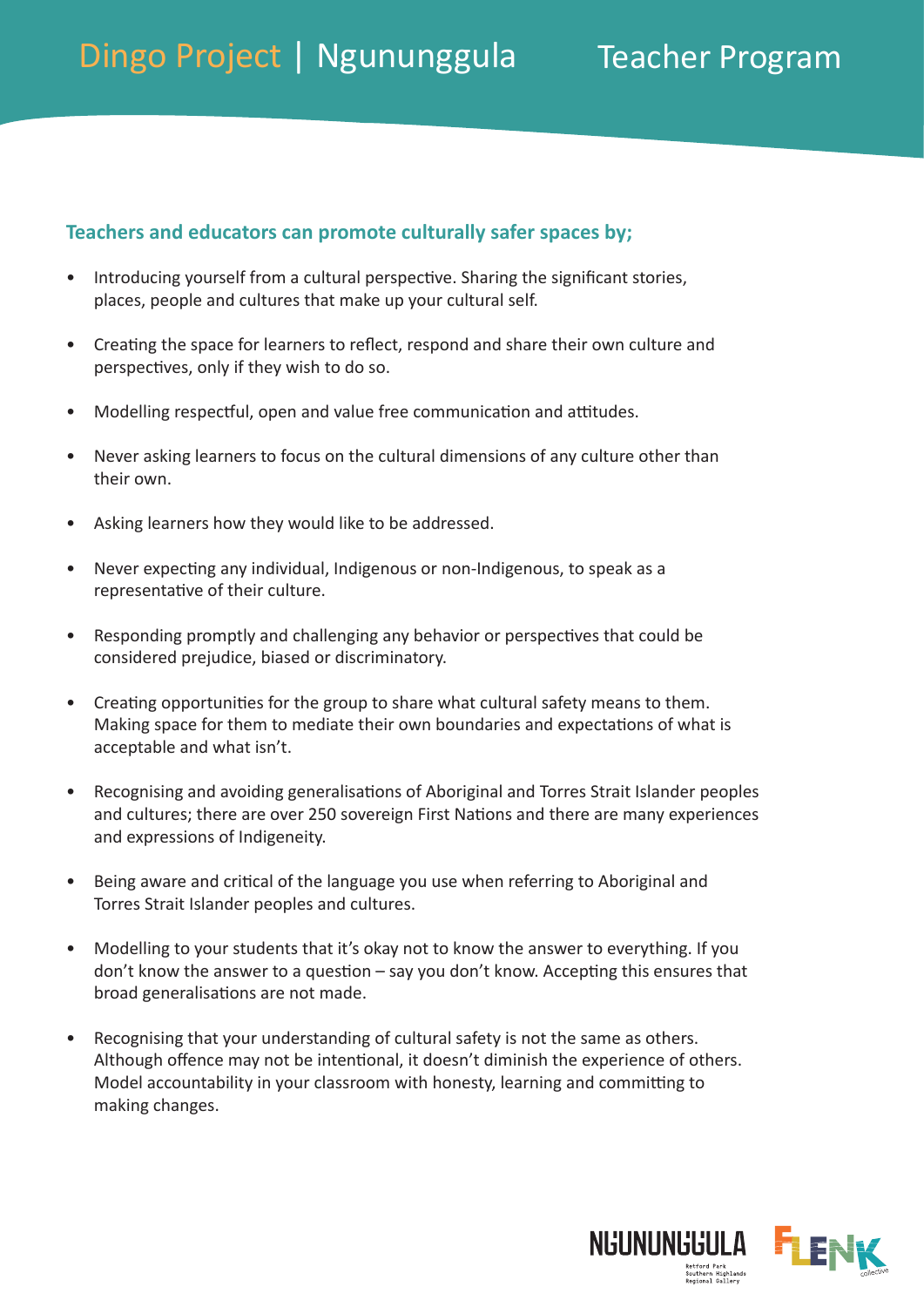**Teachers and educators can promote culturally safer spaces by;**

- Introducing yourself from a cultural perspective. Sharing the significant stories, places, people and cultures that make up your cultural self.
- Creating the space for learners to reflect, respond and share their own culture and perspectives, only if they wish to do so.
- Modelling respectful, open and value free communication and attitudes.
- Never asking learners to focus on the cultural dimensions of any culture other than their own.
- Asking learners how they would like to be addressed.
- Never expecting any individual, Indigenous or non-Indigenous, to speak as a representative of their culture.
- Responding promptly and challenging any behavior or perspectives that could be considered prejudice, biased or discriminatory.
- Creating opportunities for the group to share what cultural safety means to them. Making space for them to mediate their own boundaries and expectations of what is acceptable and what isn't.
- Recognising and avoiding generalisations of Aboriginal and Torres Strait Islander peoples and cultures; there are over 250 sovereign First Nations and there are many experiences and expressions of Indigeneity.
- Being aware and critical of the language you use when referring to Aboriginal and Torres Strait Islander peoples and cultures.
- Modelling to your students that it's okay not to know the answer to everything. If you don't know the answer to a question – say you don't know. Accepting this ensures that broad generalisations are not made.
- Recognising that your understanding of cultural safety is not the same as others. Although offence may not be intentional, it doesn't diminish the experience of others. Model accountability in your classroom with honesty, learning and committing to making changes.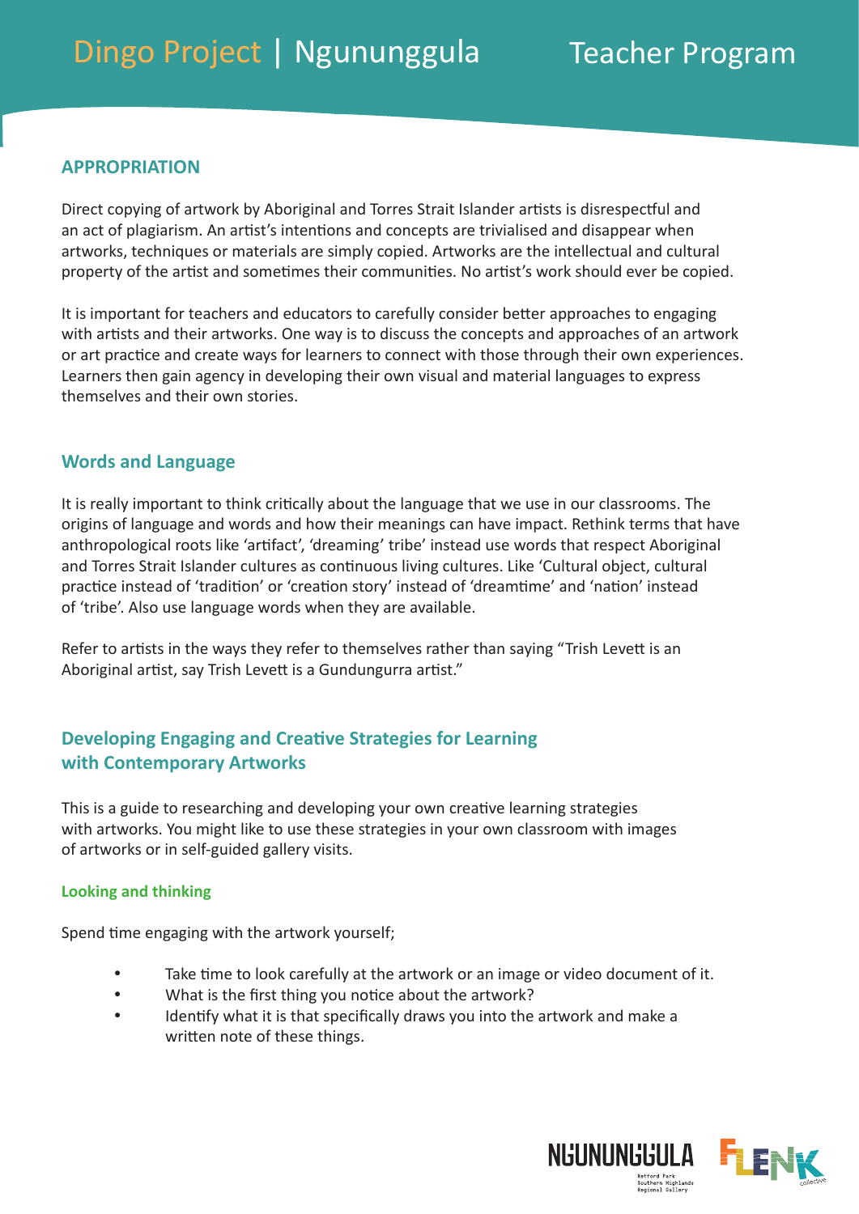## APPROPRIATION

Direct copying of artwork by Aboriginal and Torres Strait Islander artists is disrespectful and an act of plagiarism. An artist's intentions and concepts are trivialised and disappear when artworks, techniques or materials are simply copied. Artworks are the intellectual and cultural property of the artist and sometimes their communities. No artist's work should ever be copied.

It is important for teachers and educators to carefully consider better approaches to engaging with artists and their artworks. One way is to discuss the concepts and approaches of an artwork or art practice and create ways for learners to connect with those through their own experiences. Learners then gain agency in developing their own visual and material languages to express themselves and their own stories.

## Words and Language

It is really important to think critically about the language that we use in our classrooms. The origins of language and words and how their meanings can have impact. Rethink terms that have anthropological roots like 'artifact', 'dreaming' tribe' instead use words that respect Aboriginal and Torres Strait Islander cultures as continuous living cultures. Like 'Cultural object, cultural practice instead of 'tradition' or 'creation story' instead of 'dreamtime' and 'nation' instead of 'tribe'. Also use language words when they are available.

Refer to artists in the ways they refer to themselves rather than saying "Trish Levett is an Aboriginal artist, say Trish Levett is a Gundungurra artist."

## Developing Engaging and Creative Strategies for Learning with Contemporary Artworks

This is a guide to researching and developing your own creative learning strategies with artworks. You might like to use these strategies in your own classroom with images of artworks or in self-guided gallery visits.

### Looking and thinking

Spend time engaging with the artwork yourself;

- Take time to look carefully at the artwork or an image or video document of it.
- What is the first thing you notice about the artwork?
- Identify what it is that specifically draws you into the artwork and make a written note of these things.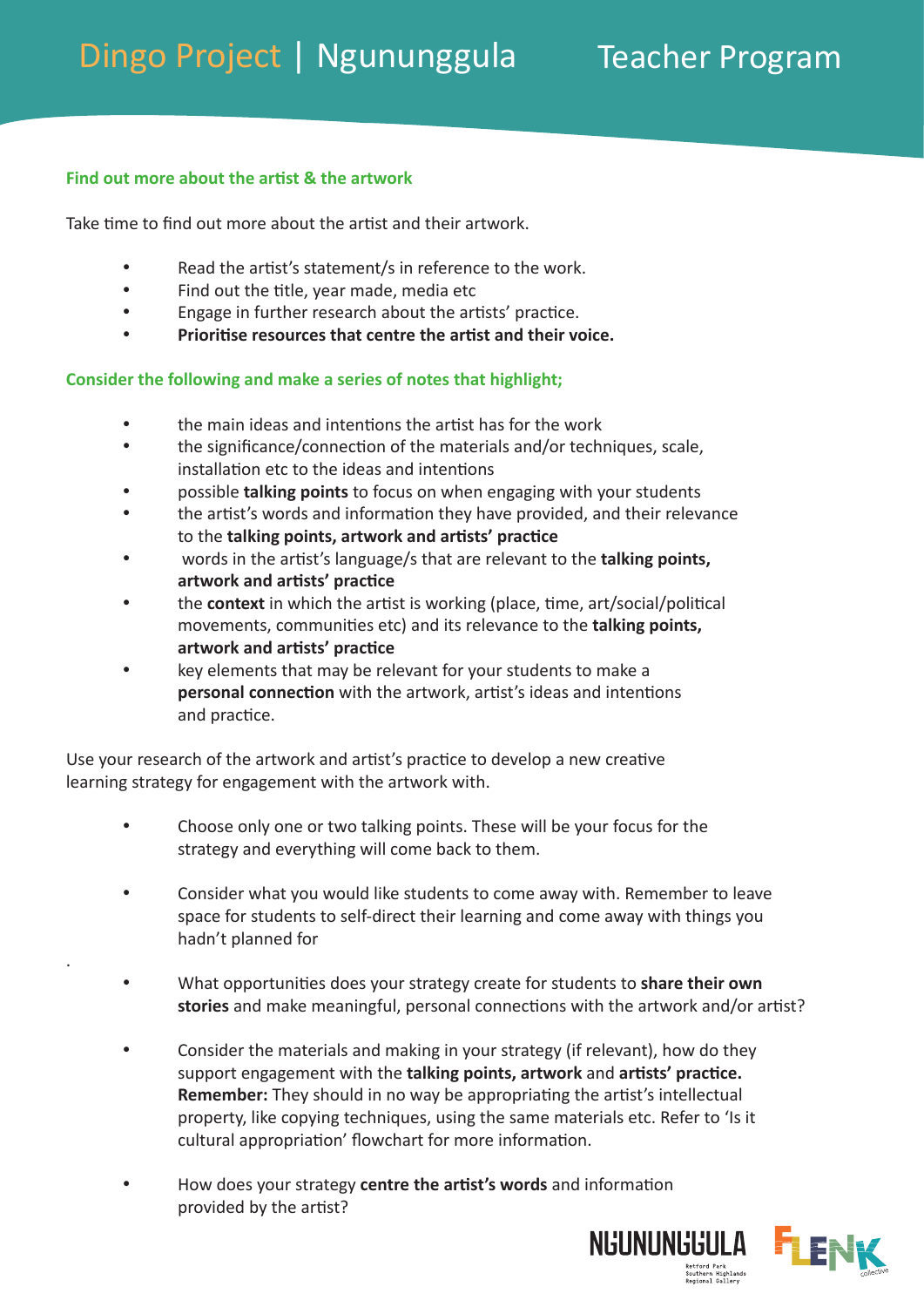### Find out more about the artist & the artwork

Take time to find out more about the artist and their artwork.

- Read the artist's statement/s in reference to the work.
- Find out the title, year made, media etc
- Engage in further research about the artists' practice.
- **Prioritise resources that centre the artist and their voice.**

### Consider the following and make a series of notes that highlight;

- the main ideas and intentions the artist has for the work
- the significance/connection of the materials and/or techniques, scale, installation etc to the ideas and intentions
- possible **talking points** to focus on when engaging with your students
- the artist's words and information they have provided, and their relevance to the **talking points, artwork and artists' practice**
- words in the artist's language/s that are relevant to the **talking points, artwork and artists' practice**
- the **context** in which the artist is working (place, time, art/social/political movements, communities etc) and its relevance to the **talking points, artwork and artists' practice**
- key elements that may be relevant for your students to make a **personal connection** with the artwork, artist's ideas and intentions and practice.

Use your research of the artwork and artist's practice to develop a new creative learning strategy for engagement with the artwork with.

- Choose only one or two talking points. These will be your focus for the strategy and everything will come back to them.
- Consider what you would like students to come away with. Remember to leave space for students to self-direct their learning and come away with things you hadn't planned for
- What opportunities does your strategy create for students to **share their own stories** and make meaningful, personal connections with the artwork and/or artist?
- Consider the materials and making in your strategy (if relevant), how do they support engagement with the **talking points, artwork** and **artists' practice. Remember:** They should in no way be appropriating the artist's intellectual property, like copying techniques, using the same materials etc. Refer to 'Is it cultural appropriation' flowchart for more information.
- How does your strategy **centre the artist's words** and information provided by the artist?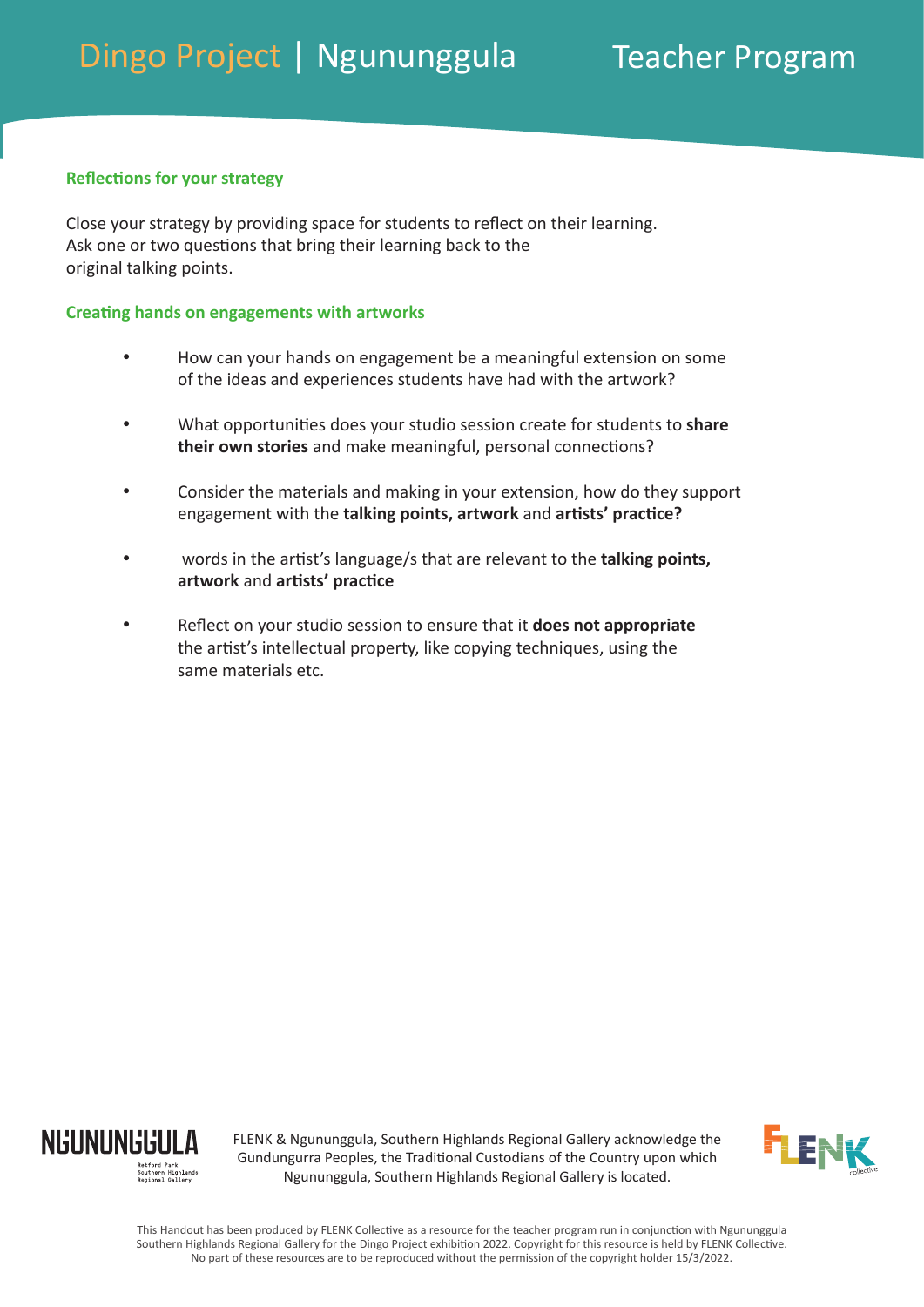#### Reflections for your strategy

Close your strategy by providing space for students to reflect on their learning. Ask one or two questions that bring their learning back to the original talking points.

#### Creating hands on engagements with artworks

- How can your hands on engagement be a meaningful extension on some of the ideas and experiences students have had with the artwork?
- What opportunities does your studio session create for students to **share their own stories** and make meaningful, personal connections?
- Consider the materials and making in your extension, how do they support engagement with the **talking points, artwork** and **artists' practice?**
- words in the artist's language/s that are relevant to the **talking points, artwork** and **artists' practice**
- Reflect on your studio session to ensure that it **does not appropriate** the artist's intellectual property, like copying techniques, using the same materials etc.

FLENK & Ngununggula, Southern Highlands Regional Gallery acknowledge the Gundungurra Peoples, the Traditional Custodians of the Country upon which Ngununggula, Southern Highlands Regional Gallery is located.

This Handout has been produced by FLENK Collective as a resource for the teacher program run in conjunction with Ngununggula Southern Highlands Regional Gallery for the Dingo Project exhibition 2022. Copyright for this resource is held by FLENK Collective. No part of these resources are to be reproduced without the permission of the copyright holder 15/3/2022.